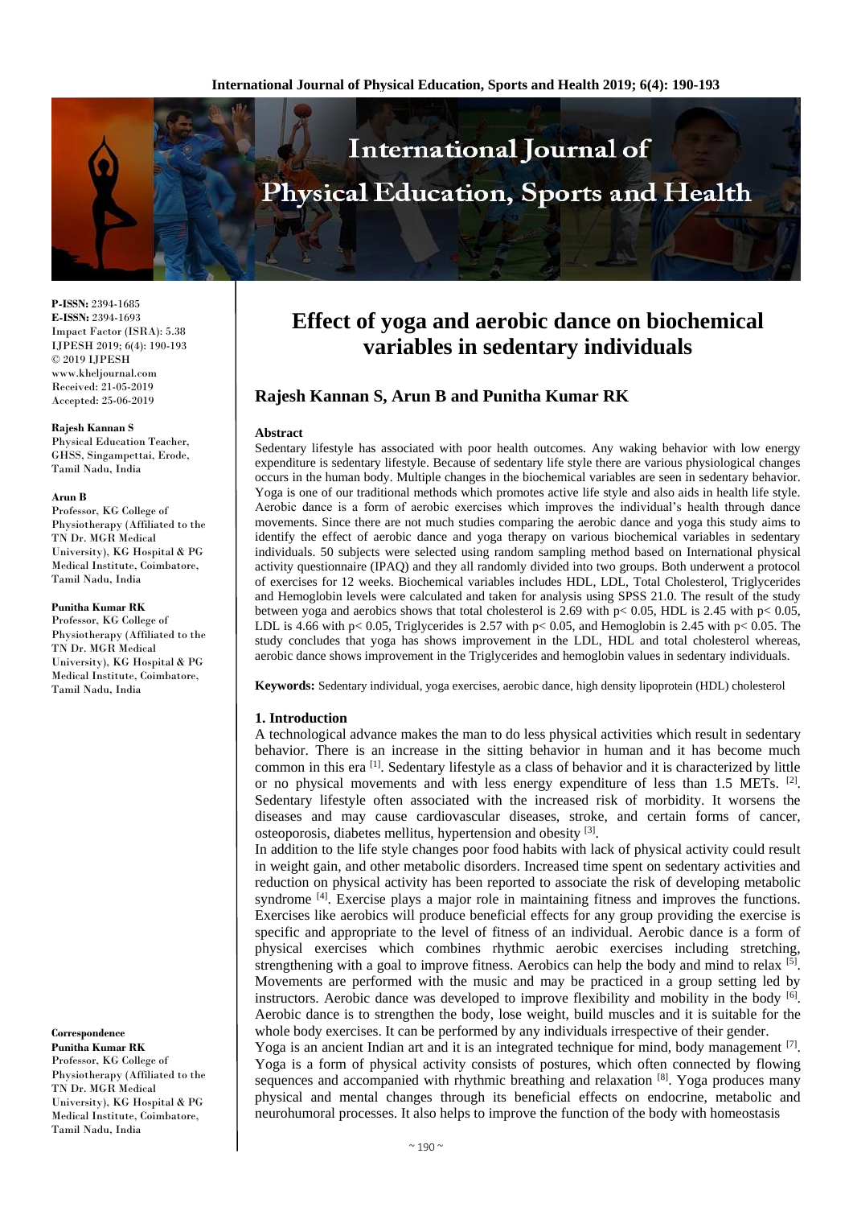P-ISSN: 2394-1685
E-ISSN: 2394-1693
Impact Factor (ISRA): 5.38
IJPESH 2019; 6(4): 190-193
© 2019 IJPESH
www.kheljournal.com
Received: 21-05-2019
Accepted: 25-06-2019

**Rajesh Kannan S**
Physical Education Teacher, GHSS, Singampettai, Erode, Tamil Nadu, India

**Arun B**
Professor, KG College of Physiotherapy (Affiliated to the TN Dr. MGR Medical University), KG Hospital & PG Medical Institute, Coimbatore, Tamil Nadu, India

**Punitha Kumar RK**
Professor, KG College of Physiotherapy (Affiliated to the TN Dr. MGR Medical University), KG Hospital & PG Medical Institute, Coimbatore, Tamil Nadu, India

**Correspondence**
**Punitha Kumar RK**
Professor, KG College of Physiotherapy (Affiliated to the TN Dr. MGR Medical University), KG Hospital & PG Medical Institute, Coimbatore, Tamil Nadu, India

# Effect of yoga and aerobic dance on biochemical variables in sedentary individuals

**Rajesh Kannan S, Arun B and Punitha Kumar RK**

**Abstract**

Sedentary lifestyle has associated with poor health outcomes. Any waking behavior with low energy expenditure is sedentary lifestyle. Because of sedentary life style there are various physiological changes occurs in the human body. Multiple changes in the biochemical variables are seen in sedentary behavior. Yoga is one of our traditional methods which promotes active life style and also aids in health life style. Aerobic dance is a form of aerobic exercises which improves the individual's health through dance movements. Since there are not much studies comparing the aerobic dance and yoga this study aims to identify the effect of aerobic dance and yoga therapy on various biochemical variables in sedentary individuals. 50 subjects were selected using random sampling method based on International physical activity questionnaire (IPAQ) and they all randomly divided into two groups. Both underwent a protocol of exercises for 12 weeks. Biochemical variables includes HDL, LDL, Total Cholesterol, Triglycerides and Hemoglobin levels were calculated and taken for analysis using SPSS 21.0. The result of the study between yoga and aerobics shows that total cholesterol is 2.69 with $p < 0.05$, HDL is 2.45 with $p < 0.05$, LDL is 4.66 with $p < 0.05$, Triglycerides is 2.57 with $p < 0.05$, and Hemoglobin is 2.45 with $p < 0.05$. The study concludes that yoga has shows improvement in the LDL, HDL and total cholesterol whereas, aerobic dance shows improvement in the Triglycerides and hemoglobin values in sedentary individuals.

**Keywords:** Sedentary individual, yoga exercises, aerobic dance, high density lipoprotein (HDL) cholesterol

## 1. Introduction

A technological advance makes the man to do less physical activities which result in sedentary behavior. There is an increase in the sitting behavior in human and it has become much common in this era [1]. Sedentary lifestyle as a class of behavior and it is characterized by little or no physical movements and with less energy expenditure of less than 1.5 METs. [2]. Sedentary lifestyle often associated with the increased risk of morbidity. It worsens the diseases and may cause cardiovascular diseases, stroke, and certain forms of cancer, osteoporosis, diabetes mellitus, hypertension and obesity [3].

In addition to the life style changes poor food habits with lack of physical activity could result in weight gain, and other metabolic disorders. Increased time spent on sedentary activities and reduction on physical activity has been reported to associate the risk of developing metabolic syndrome [4]. Exercise plays a major role in maintaining fitness and improves the functions. Exercises like aerobics will produce beneficial effects for any group providing the exercise is specific and appropriate to the level of fitness of an individual. Aerobic dance is a form of physical exercises which combines rhythmic aerobic exercises including stretching, strengthening with a goal to improve fitness. Aerobics can help the body and mind to relax [5]. Movements are performed with the music and may be practiced in a group setting led by instructors. Aerobic dance was developed to improve flexibility and mobility in the body [6]. Aerobic dance is to strengthen the body, lose weight, build muscles and it is suitable for the whole body exercises. It can be performed by any individuals irrespective of their gender.

Yoga is an ancient Indian art and it is an integrated technique for mind, body management [7]. Yoga is a form of physical activity consists of postures, which often connected by flowing sequences and accompanied with rhythmic breathing and relaxation [8]. Yoga produces many physical and mental changes through its beneficial effects on endocrine, metabolic and neurohumoral processes. It also helps to improve the function of the body with homeostasis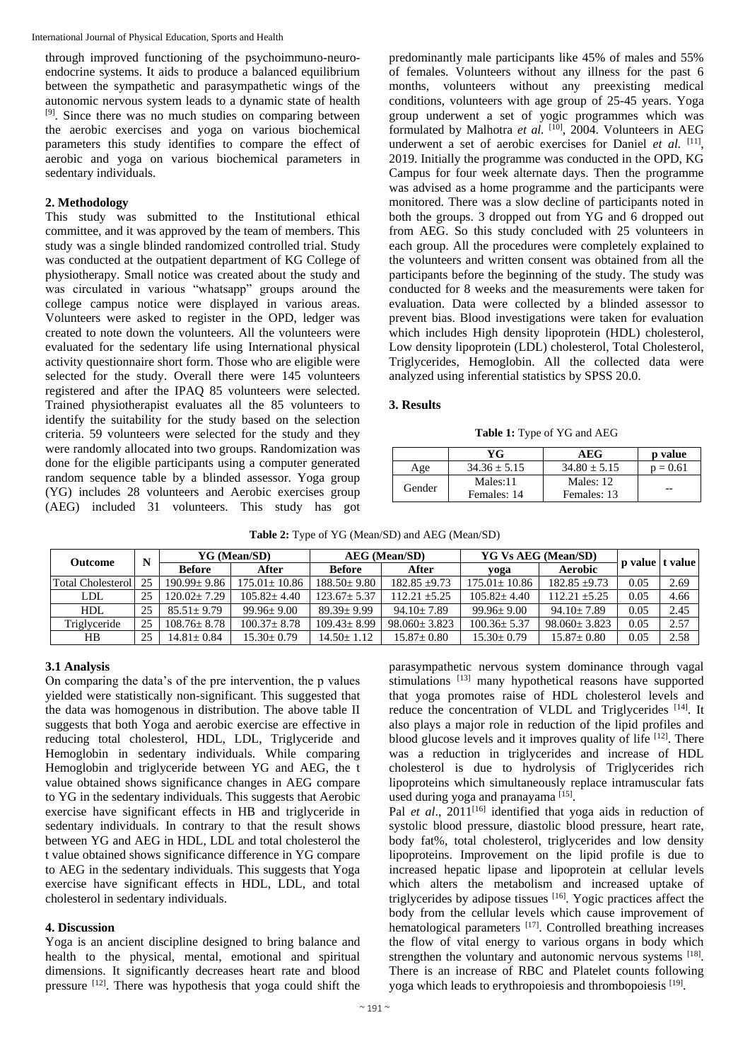through improved functioning of the psychoimmuno-neuro-endocrine systems. It aids to produce a balanced equilibrium between the sympathetic and parasympathetic wings of the autonomic nervous system leads to a dynamic state of health [9]. Since there was no much studies on comparing between the aerobic exercises and yoga on various biochemical parameters this study identifies to compare the effect of aerobic and yoga on various biochemical parameters in sedentary individuals.

## 2. Methodology

This study was submitted to the Institutional ethical committee, and it was approved by the team of members. This study was a single blinded randomized controlled trial. Study was conducted at the outpatient department of KG College of physiotherapy. Small notice was created about the study and was circulated in various "whatsapp" groups around the college campus notice were displayed in various areas. Volunteers were asked to register in the OPD, ledger was created to note down the volunteers. All the volunteers were evaluated for the sedentary life using International physical activity questionnaire short form. Those who are eligible were selected for the study. Overall there were 145 volunteers registered and after the IPAQ 85 volunteers were selected. Trained physiotherapist evaluates all the 85 volunteers to identify the suitability for the study based on the selection criteria. 59 volunteers were selected for the study and they were randomly allocated into two groups. Randomization was done for the eligible participants using a computer generated random sequence table by a blinded assessor. Yoga group (YG) includes 28 volunteers and Aerobic exercises group (AEG) included 31 volunteers. This study has got predominantly male participants like 45% of males and 55% of females. Volunteers without any illness for the past 6 months, volunteers without any preexisting medical conditions, volunteers with age group of 25-45 years. Yoga group underwent a set of yogic programmes which was formulated by Malhotra *et al.* [10], 2004. Volunteers in AEG underwent a set of aerobic exercises for Daniel *et al.* [11], 2019. Initially the programme was conducted in the OPD, KG Campus for four week alternate days. Then the programme was advised as a home programme and the participants were monitored. There was a slow decline of participants noted in both the groups. 3 dropped out from YG and 6 dropped out from AEG. So this study concluded with 25 volunteers in each group. All the procedures were completely explained to the volunteers and written consent was obtained from all the participants before the beginning of the study. The study was conducted for 8 weeks and the measurements were taken for evaluation. Data were collected by a blinded assessor to prevent bias. Blood investigations were taken for evaluation which includes High density lipoprotein (HDL) cholesterol, Low density lipoprotein (LDL) cholesterol, Total Cholesterol, Triglycerides, Hemoglobin. All the collected data were analyzed using inferential statistics by SPSS 20.0.

## 3. Results

**Table 1:** Type of YG and AEG

| | YG | AEG | p value |
|---|---|---|---|
| Age | $34.36 \pm 5.15$ | $34.80 \pm 5.15$ | $p = 0.61$ |
| Gender | Males:11<br>Females: 14 | Males: 12<br>Females: 13 | -- |

**Table 2:** Type of YG (Mean/SD) and AEG (Mean/SD)

| Outcome | N | YG (Mean/SD) | | AEG (Mean/SD) | | YG Vs AEG (Mean/SD) | | p value | t value |
|---|---|---|---|---|---|---|---|---|---|
| | | Before | After | Before | After | yoga | Aerobic | | |
| Total Cholesterol | 25 | 190.99± 9.86 | 175.01± 10.86 | 188.50± 9.80 | 182.85 ±9.73 | 175.01± 10.86 | 182.85 ±9.73 | 0.05 | 2.69 |
| LDL | 25 | 120.02± 7.29 | 105.82± 4.40 | 123.67± 5.37 | 112.21 ±5.25 | 105.82± 4.40 | 112.21 ±5.25 | 0.05 | 4.66 |
| HDL | 25 | 85.51± 9.79 | 99.96± 9.00 | 89.39± 9.99 | 94.10± 7.89 | 99.96± 9.00 | 94.10± 7.89 | 0.05 | 2.45 |
| Triglyceride | 25 | 108.76± 8.78 | 100.37± 8.78 | 109.43± 8.99 | 98.060± 3.823 | 100.36± 5.37 | 98.060± 3.823 | 0.05 | 2.57 |
| HB | 25 | 14.81± 0.84 | 15.30± 0.79 | 14.50± 1.12 | 15.87± 0.80 | 15.30± 0.79 | 15.87± 0.80 | 0.05 | 2.58 |

### 3.1 Analysis

On comparing the data's of the pre intervention, the p values yielded were statistically non-significant. This suggested that the data was homogenous in distribution. The above table II suggests that both Yoga and aerobic exercise are effective in reducing total cholesterol, HDL, LDL, Triglyceride and Hemoglobin in sedentary individuals. While comparing Hemoglobin and triglyceride between YG and AEG, the t value obtained shows significance changes in AEG compare to YG in the sedentary individuals. This suggests that Aerobic exercise have significant effects in HB and triglyceride in sedentary individuals. In contrary to that the result shows between YG and AEG in HDL, LDL and total cholesterol the t value obtained shows significance difference in YG compare to AEG in the sedentary individuals. This suggests that Yoga exercise have significant effects in HDL, LDL, and total cholesterol in sedentary individuals.

## 4. Discussion

Yoga is an ancient discipline designed to bring balance and health to the physical, mental, emotional and spiritual dimensions. It significantly decreases heart rate and blood pressure [12]. There was hypothesis that yoga could shift the parasympathetic nervous system dominance through vagal stimulations [13] many hypothetical reasons have supported that yoga promotes raise of HDL cholesterol levels and reduce the concentration of VLDL and Triglycerides [14]. It also plays a major role in reduction of the lipid profiles and blood glucose levels and it improves quality of life [12]. There was a reduction in triglycerides and increase of HDL cholesterol is due to hydrolysis of Triglycerides rich lipoproteins which simultaneously replace intramuscular fats used during yoga and pranayama [15].

Pal *et al*., 2011[16] identified that yoga aids in reduction of systolic blood pressure, diastolic blood pressure, heart rate, body fat%, total cholesterol, triglycerides and low density lipoproteins. Improvement on the lipid profile is due to increased hepatic lipase and lipoprotein at cellular levels which alters the metabolism and increased uptake of triglycerides by adipose tissues [16]. Yogic practices affect the body from the cellular levels which cause improvement of hematological parameters [17]. Controlled breathing increases the flow of vital energy to various organs in body which strengthen the voluntary and autonomic nervous systems [18]. There is an increase of RBC and Platelet counts following yoga which leads to erythropoiesis and thrombopoiesis [19].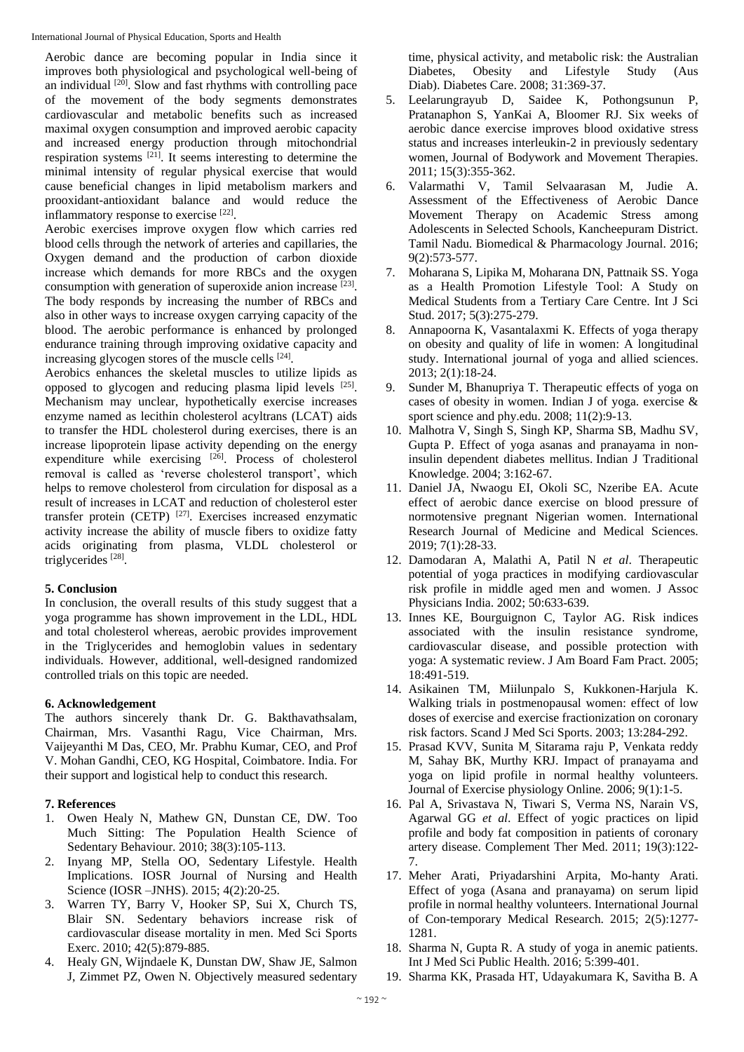Aerobic dance are becoming popular in India since it improves both physiological and psychological well-being of an individual [20]. Slow and fast rhythms with controlling pace of the movement of the body segments demonstrates cardiovascular and metabolic benefits such as increased maximal oxygen consumption and improved aerobic capacity and increased energy production through mitochondrial respiration systems [21]. It seems interesting to determine the minimal intensity of regular physical exercise that would cause beneficial changes in lipid metabolism markers and prooxidant-antioxidant balance and would reduce the inflammatory response to exercise [22].

Aerobic exercises improve oxygen flow which carries red blood cells through the network of arteries and capillaries, the Oxygen demand and the production of carbon dioxide increase which demands for more RBCs and the oxygen consumption with generation of superoxide anion increase [23]. The body responds by increasing the number of RBCs and also in other ways to increase oxygen carrying capacity of the blood. The aerobic performance is enhanced by prolonged endurance training through improving oxidative capacity and increasing glycogen stores of the muscle cells [24].

Aerobics enhances the skeletal muscles to utilize lipids as opposed to glycogen and reducing plasma lipid levels [25]. Mechanism may unclear, hypothetically exercise increases enzyme named as lecithin cholesterol acyltrans (LCAT) aids to transfer the HDL cholesterol during exercises, there is an increase lipoprotein lipase activity depending on the energy expenditure while exercising [26]. Process of cholesterol removal is called as 'reverse cholesterol transport', which helps to remove cholesterol from circulation for disposal as a result of increases in LCAT and reduction of cholesterol ester transfer protein (CETP) [27]. Exercises increased enzymatic activity increase the ability of muscle fibers to oxidize fatty acids originating from plasma, VLDL cholesterol or triglycerides [28].

## 5. Conclusion

In conclusion, the overall results of this study suggest that a yoga programme has shown improvement in the LDL, HDL and total cholesterol whereas, aerobic provides improvement in the Triglycerides and hemoglobin values in sedentary individuals. However, additional, well-designed randomized controlled trials on this topic are needed.

## 6. Acknowledgement

The authors sincerely thank Dr. G. Bakthavathsalam, Chairman, Mrs. Vasanthi Ragu, Vice Chairman, Mrs. Vaijeyanthi M Das, CEO, Mr. Prabhu Kumar, CEO, and Prof V. Mohan Gandhi, CEO, KG Hospital, Coimbatore. India. For their support and logistical help to conduct this research.

## 7. References

1. Owen Healy N, Mathew GN, Dunstan CE, DW. Too Much Sitting: The Population Health Science of Sedentary Behaviour. 2010; 38(3):105-113.
2. Inyang MP, Stella OO, Sedentary Lifestyle. Health Implications. IOSR Journal of Nursing and Health Science (IOSR –JNHS). 2015; 4(2):20-25.
3. Warren TY, Barry V, Hooker SP, Sui X, Church TS, Blair SN. Sedentary behaviors increase risk of cardiovascular disease mortality in men. Med Sci Sports Exerc. 2010; 42(5):879-885.
4. Healy GN, Wijndaele K, Dunstan DW, Shaw JE, Salmon J, Zimmet PZ, Owen N. Objectively measured sedentary time, physical activity, and metabolic risk: the Australian Diabetes, Obesity and Lifestyle Study (Aus Diab). Diabetes Care. 2008; 31:369-37.
5. Leelarungrayub D, Saidee K, Pothongsunun P, Pratanaphon S, YanKai A, Bloomer RJ. Six weeks of aerobic dance exercise improves blood oxidative stress status and increases interleukin-2 in previously sedentary women, Journal of Bodywork and Movement Therapies. 2011; 15(3):355-362.
6. Valarmathi V, Tamil Selvaarasan M, Judie A. Assessment of the Effectiveness of Aerobic Dance Movement Therapy on Academic Stress among Adolescents in Selected Schools, Kancheepuram District. Tamil Nadu. Biomedical & Pharmacology Journal. 2016; 9(2):573-577.
7. Moharana S, Lipika M, Moharana DN, Pattnaik SS. Yoga as a Health Promotion Lifestyle Tool: A Study on Medical Students from a Tertiary Care Centre. Int J Sci Stud. 2017; 5(3):275-279.
8. Annapoorna K, Vasantalaxmi K. Effects of yoga therapy on obesity and quality of life in women: A longitudinal study. International journal of yoga and allied sciences. 2013; 2(1):18-24.
9. Sunder M, Bhanupriya T. Therapeutic effects of yoga on cases of obesity in women. Indian J of yoga. exercise & sport science and phy.edu. 2008; 11(2):9-13.
10. Malhotra V, Singh S, Singh KP, Sharma SB, Madhu SV, Gupta P. Effect of yoga asanas and pranayama in non-insulin dependent diabetes mellitus. Indian J Traditional Knowledge. 2004; 3:162-67.
11. Daniel JA, Nwaogu EI, Okoli SC, Nzeribe EA. Acute effect of aerobic dance exercise on blood pressure of normotensive pregnant Nigerian women. International Research Journal of Medicine and Medical Sciences. 2019; 7(1):28-33.
12. Damodaran A, Malathi A, Patil N *et al*. Therapeutic potential of yoga practices in modifying cardiovascular risk profile in middle aged men and women. J Assoc Physicians India. 2002; 50:633-639.
13. Innes KE, Bourguignon C, Taylor AG. Risk indices associated with the insulin resistance syndrome, cardiovascular disease, and possible protection with yoga: A systematic review. J Am Board Fam Pract. 2005; 18:491-519.
14. Asikainen TM, Miilunpalo S, Kukkonen-Harjula K. Walking trials in postmenopausal women: effect of low doses of exercise and exercise fractionization on coronary risk factors. Scand J Med Sci Sports. 2003; 13:284-292.
15. Prasad KVV, Sunita M, Sitarama raju P, Venkata reddy M, Sahay BK, Murthy KRJ. Impact of pranayama and yoga on lipid profile in normal healthy volunteers. Journal of Exercise physiology Online. 2006; 9(1):1-5.
16. Pal A, Srivastava N, Tiwari S, Verma NS, Narain VS, Agarwal GG *et al*. Effect of yogic practices on lipid profile and body fat composition in patients of coronary artery disease. Complement Ther Med. 2011; 19(3):122-7.
17. Meher Arati, Priyadarshini Arpita, Mo-hanty Arati. Effect of yoga (Asana and pranayama) on serum lipid profile in normal healthy volunteers. International Journal of Con-temporary Medical Research. 2015; 2(5):1277-1281.
18. Sharma N, Gupta R. A study of yoga in anemic patients. Int J Med Sci Public Health. 2016; 5:399-401.
19. Sharma KK, Prasada HT, Udayakumara K, Savitha B. A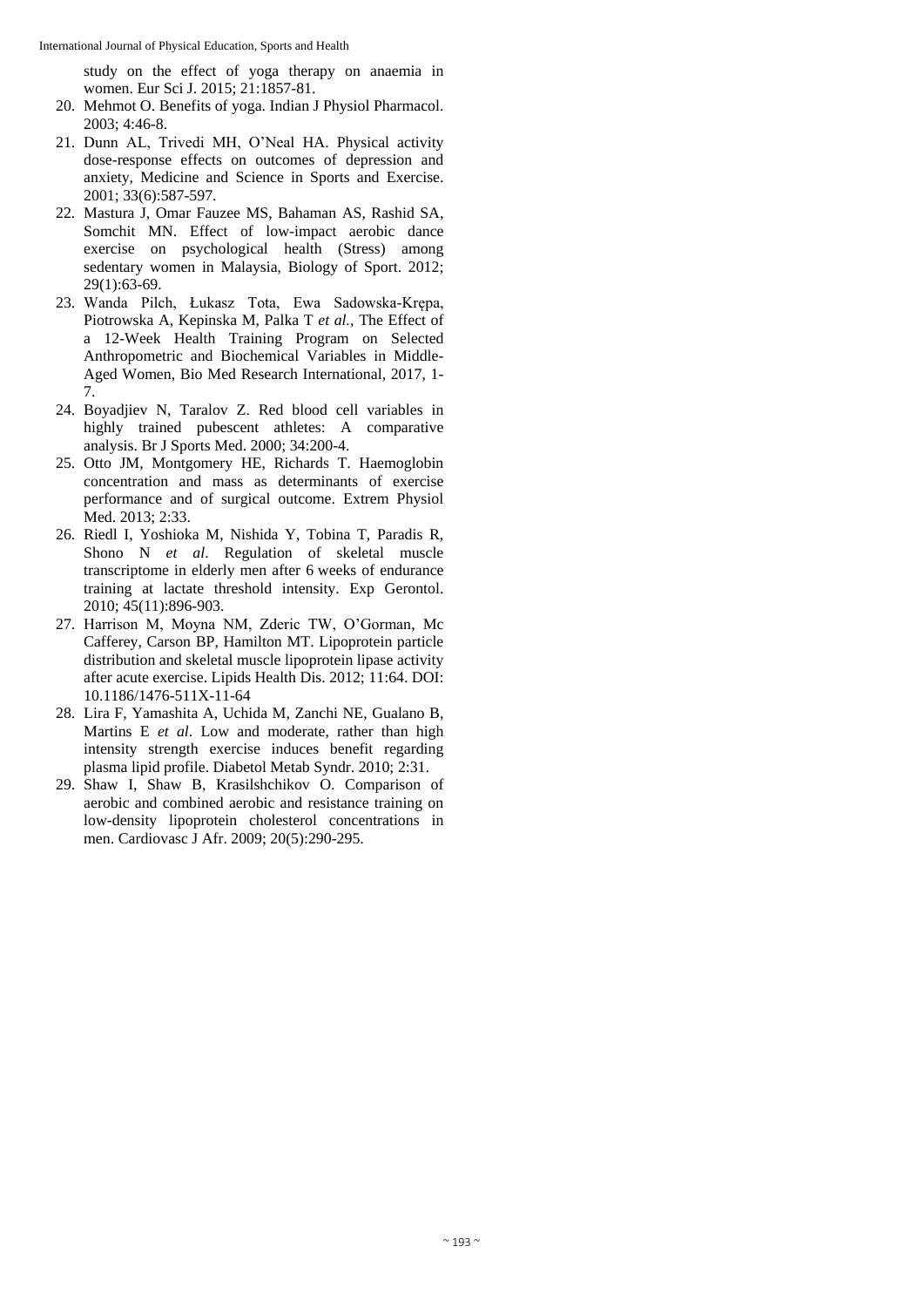study on the effect of yoga therapy on anaemia in women. Eur Sci J. 2015; 21:1857-81.

20. Mehmot O. Benefits of yoga. Indian J Physiol Pharmacol. 2003; 4:46-8.
21. Dunn AL, Trivedi MH, O'Neal HA. Physical activity dose-response effects on outcomes of depression and anxiety, Medicine and Science in Sports and Exercise. 2001; 33(6):587-597.
22. Mastura J, Omar Fauzee MS, Bahaman AS, Rashid SA, Somchit MN. Effect of low-impact aerobic dance exercise on psychological health (Stress) among sedentary women in Malaysia, Biology of Sport. 2012; 29(1):63-69.
23. Wanda Pilch, Łukasz Tota, Ewa Sadowska-Krępa, Piotrowska A, Kepinska M, Palka T *et al.*, The Effect of a 12-Week Health Training Program on Selected Anthropometric and Biochemical Variables in Middle-Aged Women, Bio Med Research International, 2017, 1-7.
24. Boyadjiev N, Taralov Z. Red blood cell variables in highly trained pubescent athletes: A comparative analysis. Br J Sports Med. 2000; 34:200-4.
25. Otto JM, Montgomery HE, Richards T. Haemoglobin concentration and mass as determinants of exercise performance and of surgical outcome. Extrem Physiol Med. 2013; 2:33.
26. Riedl I, Yoshioka M, Nishida Y, Tobina T, Paradis R, Shono N *et al*. Regulation of skeletal muscle transcriptome in elderly men after 6 weeks of endurance training at lactate threshold intensity. Exp Gerontol. 2010; 45(11):896-903.
27. Harrison M, Moyna NM, Zderic TW, O'Gorman, Mc Cafferey, Carson BP, Hamilton MT. Lipoprotein particle distribution and skeletal muscle lipoprotein lipase activity after acute exercise. Lipids Health Dis. 2012; 11:64. DOI: 10.1186/1476-511X-11-64
28. Lira F, Yamashita A, Uchida M, Zanchi NE, Gualano B, Martins E *et al*. Low and moderate, rather than high intensity strength exercise induces benefit regarding plasma lipid profile. Diabetol Metab Syndr. 2010; 2:31.
29. Shaw I, Shaw B, Krasilshchikov O. Comparison of aerobic and combined aerobic and resistance training on low-density lipoprotein cholesterol concentrations in men. Cardiovasc J Afr. 2009; 20(5):290-295.